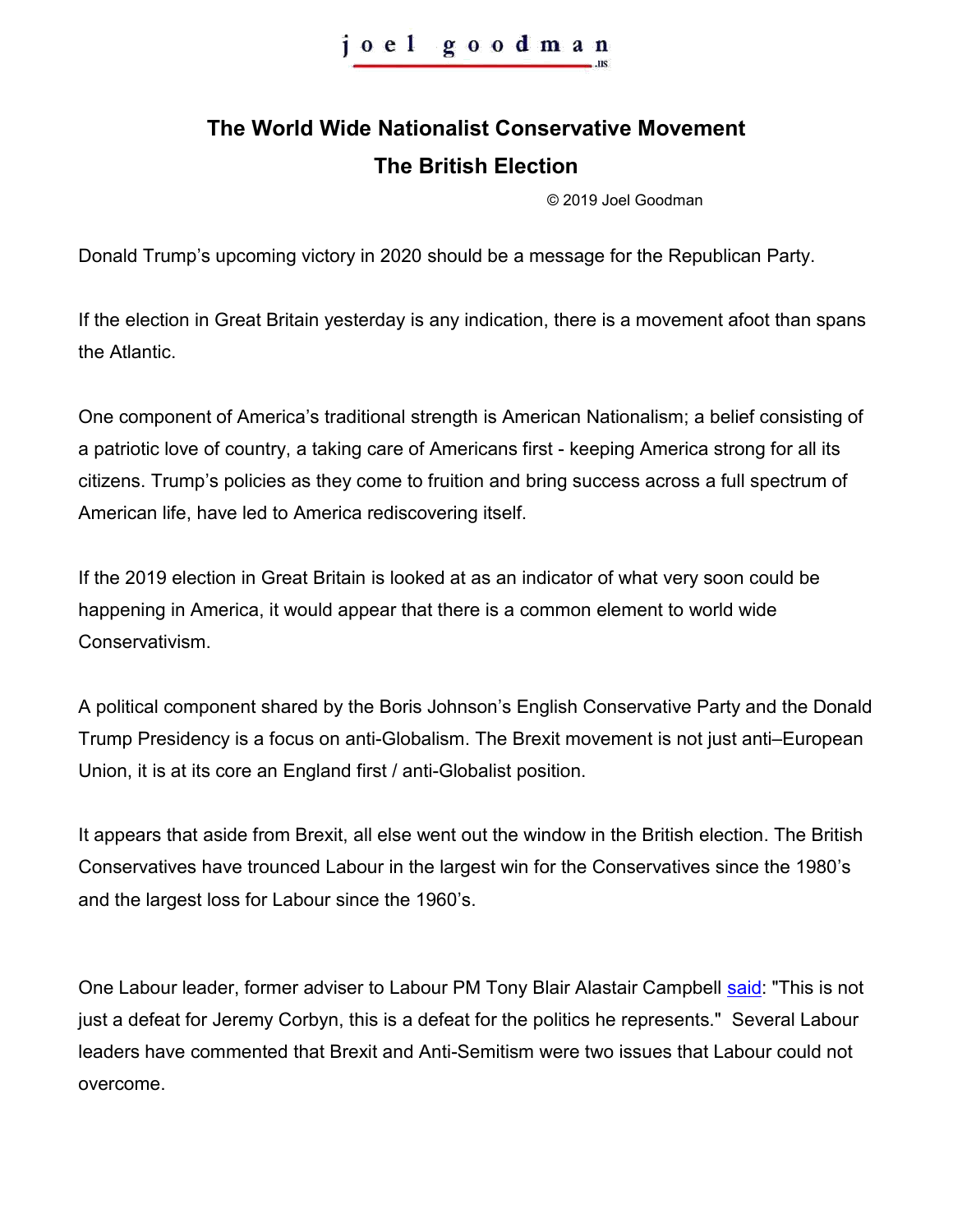joel goodman

# The World Wide Nationalist Conservative Movement
## The British Election

© 2019 Joel Goodman

Donald Trump's upcoming victory in 2020 should be a message for the Republican Party.

If the election in Great Britain yesterday is any indication, there is a movement afoot than spans the Atlantic.

One component of America's traditional strength is American Nationalism; a belief consisting of a patriotic love of country, a taking care of Americans first - keeping America strong for all its citizens. Trump's policies as they come to fruition and bring success across a full spectrum of American life, have led to America rediscovering itself.

If the 2019 election in Great Britain is looked at as an indicator of what very soon could be happening in America, it would appear that there is a common element to world wide Conservativism.

A political component shared by the Boris Johnson's English Conservative Party and the Donald Trump Presidency is a focus on anti-Globalism. The Brexit movement is not just anti–European Union, it is at its core an England first / anti-Globalist position.

It appears that aside from Brexit, all else went out the window in the British election. The British Conservatives have trounced Labour in the largest win for the Conservatives since the 1980's and the largest loss for Labour since the 1960's.

One Labour leader, former adviser to Labour PM Tony Blair Alastair Campbell said: "This is not just a defeat for Jeremy Corbyn, this is a defeat for the politics he represents." Several Labour leaders have commented that Brexit and Anti-Semitism were two issues that Labour could not overcome.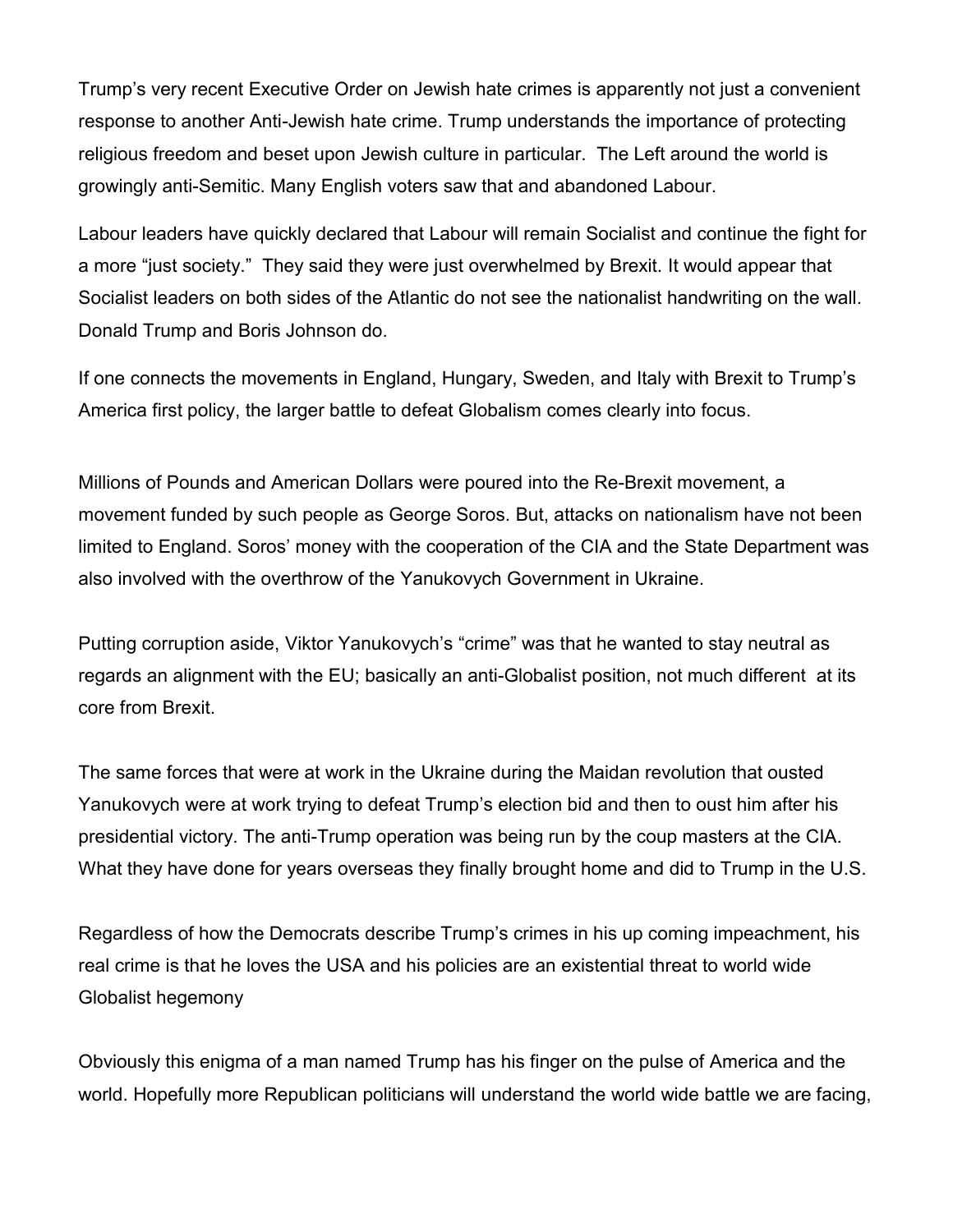Trump's very recent Executive Order on Jewish hate crimes is apparently not just a convenient response to another Anti-Jewish hate crime. Trump understands the importance of protecting religious freedom and beset upon Jewish culture in particular. The Left around the world is growingly anti-Semitic. Many English voters saw that and abandoned Labour.

Labour leaders have quickly declared that Labour will remain Socialist and continue the fight for a more "just society." They said they were just overwhelmed by Brexit. It would appear that Socialist leaders on both sides of the Atlantic do not see the nationalist handwriting on the wall. Donald Trump and Boris Johnson do.

If one connects the movements in England, Hungary, Sweden, and Italy with Brexit to Trump's America first policy, the larger battle to defeat Globalism comes clearly into focus.

Millions of Pounds and American Dollars were poured into the Re-Brexit movement, a movement funded by such people as George Soros. But, attacks on nationalism have not been limited to England. Soros' money with the cooperation of the CIA and the State Department was also involved with the overthrow of the Yanukovych Government in Ukraine.

Putting corruption aside, Viktor Yanukovych's "crime" was that he wanted to stay neutral as regards an alignment with the EU; basically an anti-Globalist position, not much different at its core from Brexit.

The same forces that were at work in the Ukraine during the Maidan revolution that ousted Yanukovych were at work trying to defeat Trump's election bid and then to oust him after his presidential victory. The anti-Trump operation was being run by the coup masters at the CIA. What they have done for years overseas they finally brought home and did to Trump in the U.S.

Regardless of how the Democrats describe Trump's crimes in his up coming impeachment, his real crime is that he loves the USA and his policies are an existential threat to world wide Globalist hegemony

Obviously this enigma of a man named Trump has his finger on the pulse of America and the world. Hopefully more Republican politicians will understand the world wide battle we are facing,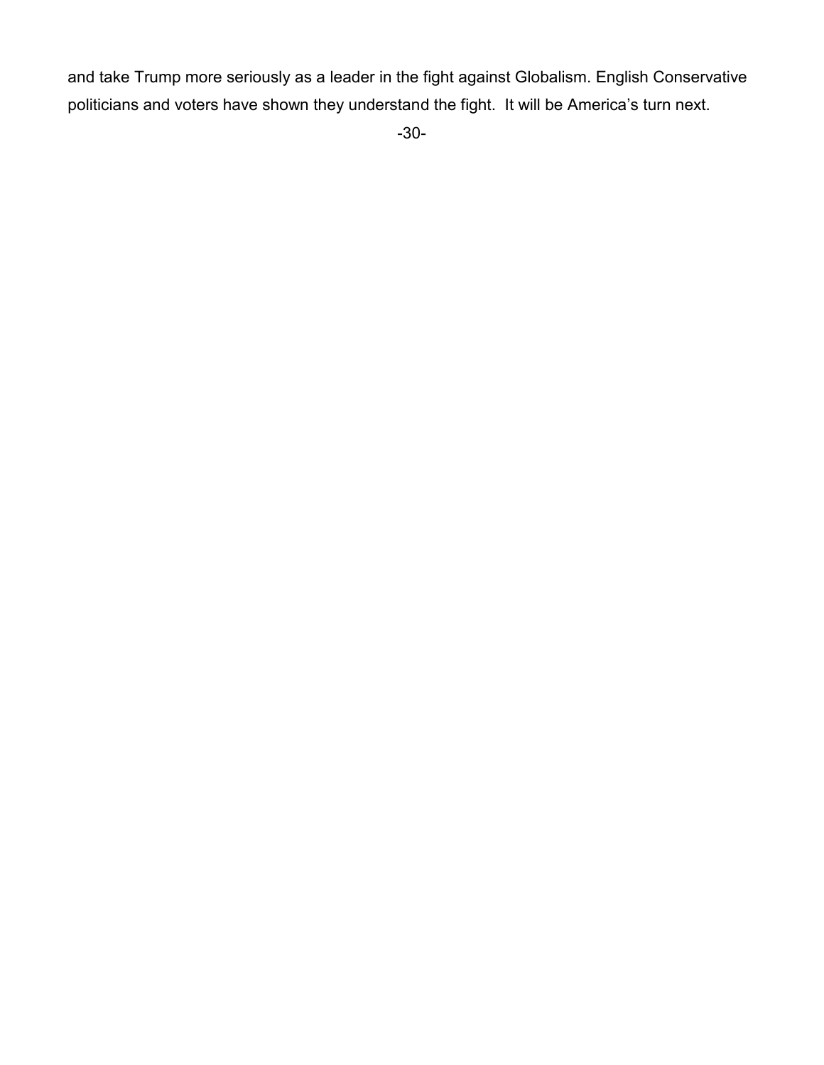and take Trump more seriously as a leader in the fight against Globalism. English Conservative politicians and voters have shown they understand the fight. It will be America's turn next.

-30-